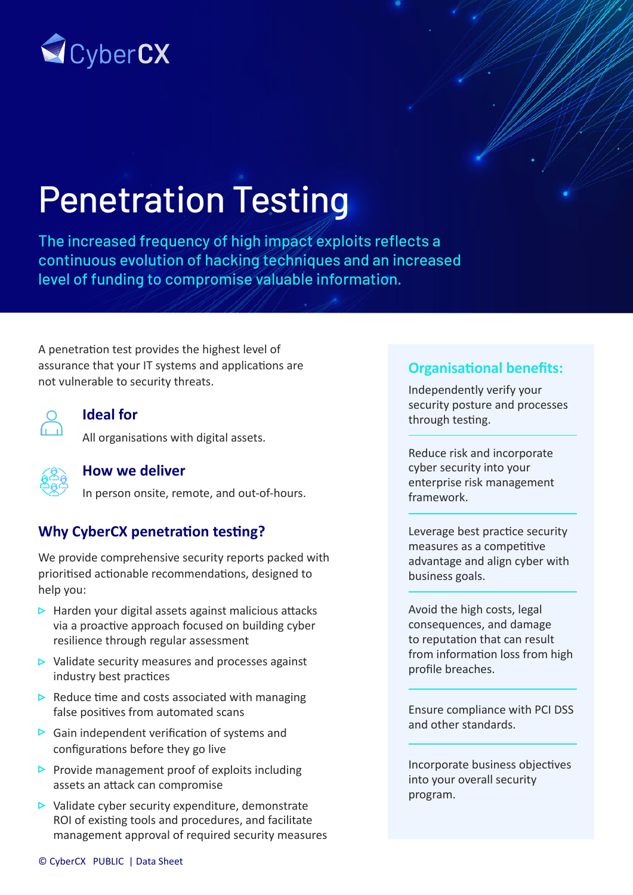CyberCX

# Penetration Testing

The increased frequency of high impact exploits reflects a continuous evolution of hacking techniques and an increased level of funding to compromise valuable information.

A penetration test provides the highest level of assurance that your IT systems and applications are not vulnerable to security threats.

### Ideal for

All organisations with digital assets.

### How we deliver

In person onsite, remote, and out-of-hours.

## Why CyberCX penetration testing?

We provide comprehensive security reports packed with prioritised actionable recommendations, designed to help you:

- Harden your digital assets against malicious attacks via a proactive approach focused on building cyber resilience through regular assessment
- Validate security measures and processes against industry best practices
- Reduce time and costs associated with managing false positives from automated scans
- Gain independent verification of systems and configurations before they go live
- Provide management proof of exploits including assets an attack can compromise
- Validate cyber security expenditure, demonstrate ROI of existing tools and procedures, and facilitate management approval of required security measures

## Organisational benefits:

Independently verify your security posture and processes through testing.

Reduce risk and incorporate cyber security into your enterprise risk management framework.

Leverage best practice security measures as a competitive advantage and align cyber with business goals.

Avoid the high costs, legal consequences, and damage to reputation that can result from information loss from high profile breaches.

Ensure compliance with PCI DSS and other standards.

Incorporate business objectives into your overall security program.

© CyberCX PUBLIC | Data Sheet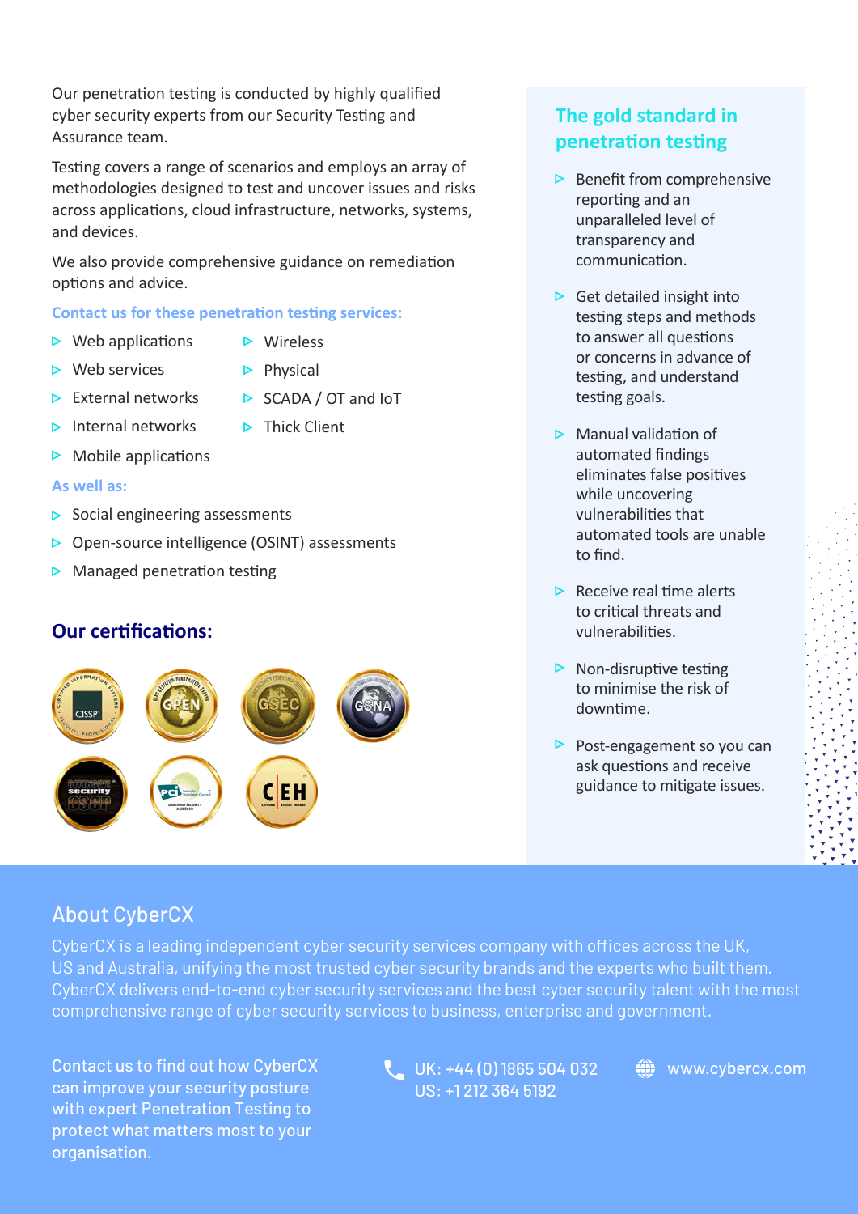Our penetration testing is conducted by highly qualified cyber security experts from our Security Testing and Assurance team.

Testing covers a range of scenarios and employs an array of methodologies designed to test and uncover issues and risks across applications, cloud infrastructure, networks, systems, and devices.

We also provide comprehensive guidance on remediation options and advice.

**Contact us for these penetration testing services:**

- Web applications
- Web services
- External networks
- Internal networks
- Mobile applications
- Wireless
- Physical
- SCADA / OT and IoT
- Thick Client

**As well as:**

- Social engineering assessments
- Open-source intelligence (OSINT) assessments
- Managed penetration testing

## Our certifications:

CISSP
GPEN
GSEC
GSNA
OSCP
PCI
CEH

## The gold standard in penetration testing

- Benefit from comprehensive reporting and an unparalleled level of transparency and communication.
- Get detailed insight into testing steps and methods to answer all questions or concerns in advance of testing, and understand testing goals.
- Manual validation of automated findings eliminates false positives while uncovering vulnerabilities that automated tools are unable to find.
- Receive real time alerts to critical threats and vulnerabilities.
- Non-disruptive testing to minimise the risk of downtime.
- Post-engagement so you can ask questions and receive guidance to mitigate issues.

## About CyberCX

CyberCX is a leading independent cyber security services company with offices across the UK, US and Australia, unifying the most trusted cyber security brands and the experts who built them. CyberCX delivers end-to-end cyber security services and the best cyber security talent with the most comprehensive range of cyber security services to business, enterprise and government.

Contact us to find out how CyberCX can improve your security posture with expert Penetration Testing to protect what matters most to your organisation.

UK: +44 (0) 1865 504 032
US: +1 212 364 5192

www.cybercx.com